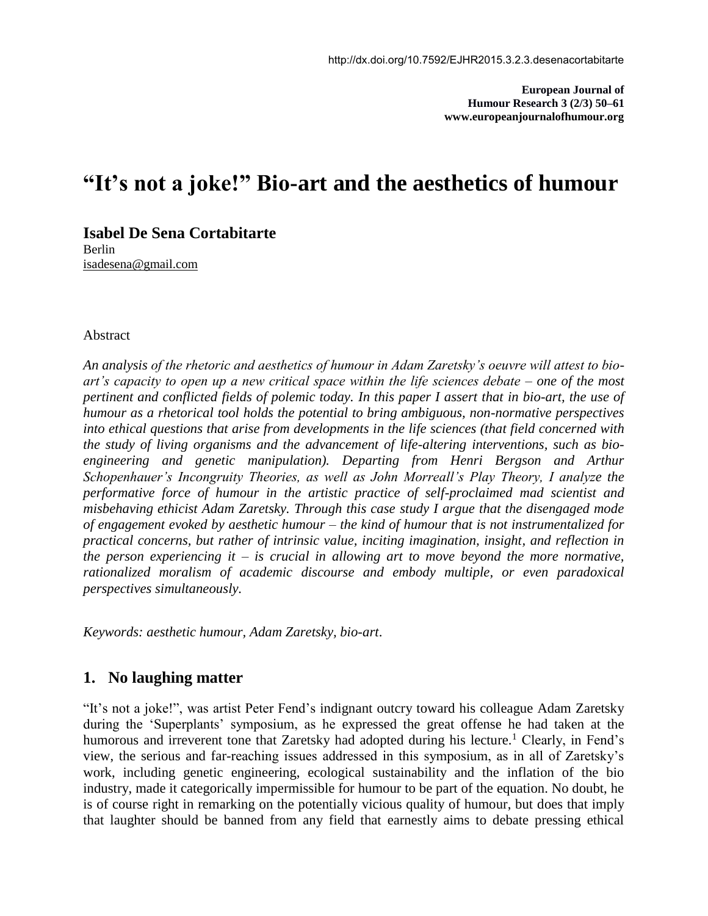http://dx.doi.org/10.7592/EJHR2015.3.2.3.desenacortabitarte

**European Journal of Humour Research 3 (2/3) 50–61**
**www.europeanjournalofhumour.org**

# "It's not a joke!" Bio-art and the aesthetics of humour

**Isabel De Sena Cortabitarte**
Berlin
isadesena@gmail.com

Abstract

*An analysis of the rhetoric and aesthetics of humour in Adam Zaretsky's oeuvre will attest to bio-art's capacity to open up a new critical space within the life sciences debate – one of the most pertinent and conflicted fields of polemic today. In this paper I assert that in bio-art, the use of humour as a rhetorical tool holds the potential to bring ambiguous, non-normative perspectives into ethical questions that arise from developments in the life sciences (that field concerned with the study of living organisms and the advancement of life-altering interventions, such as bio-engineering and genetic manipulation). Departing from Henri Bergson and Arthur Schopenhauer's Incongruity Theories, as well as John Morreall's Play Theory, I analyze the performative force of humour in the artistic practice of self-proclaimed mad scientist and misbehaving ethicist Adam Zaretsky. Through this case study I argue that the disengaged mode of engagement evoked by aesthetic humour – the kind of humour that is not instrumentalized for practical concerns, but rather of intrinsic value, inciting imagination, insight, and reflection in the person experiencing it – is crucial in allowing art to move beyond the more normative, rationalized moralism of academic discourse and embody multiple, or even paradoxical perspectives simultaneously.*

*Keywords: aesthetic humour, Adam Zaretsky, bio-art.*

## 1. No laughing matter

"It's not a joke!", was artist Peter Fend's indignant outcry toward his colleague Adam Zaretsky during the 'Superplants' symposium, as he expressed the great offense he had taken at the humorous and irreverent tone that Zaretsky had adopted during his lecture.[1] Clearly, in Fend's view, the serious and far-reaching issues addressed in this symposium, as in all of Zaretsky's work, including genetic engineering, ecological sustainability and the inflation of the bio industry, made it categorically impermissible for humour to be part of the equation. No doubt, he is of course right in remarking on the potentially vicious quality of humour, but does that imply that laughter should be banned from any field that earnestly aims to debate pressing ethical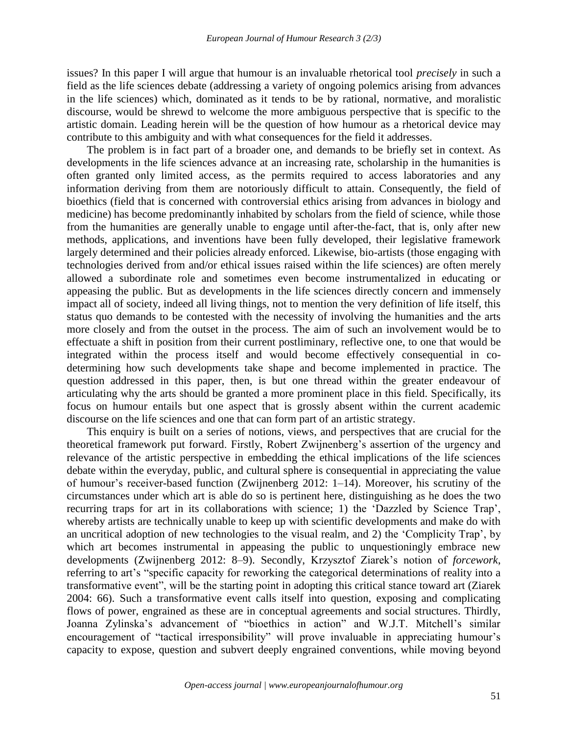issues? In this paper I will argue that humour is an invaluable rhetorical tool *precisely* in such a field as the life sciences debate (addressing a variety of ongoing polemics arising from advances in the life sciences) which, dominated as it tends to be by rational, normative, and moralistic discourse, would be shrewd to welcome the more ambiguous perspective that is specific to the artistic domain. Leading herein will be the question of how humour as a rhetorical device may contribute to this ambiguity and with what consequences for the field it addresses.

The problem is in fact part of a broader one, and demands to be briefly set in context. As developments in the life sciences advance at an increasing rate, scholarship in the humanities is often granted only limited access, as the permits required to access laboratories and any information deriving from them are notoriously difficult to attain. Consequently, the field of bioethics (field that is concerned with controversial ethics arising from advances in biology and medicine) has become predominantly inhabited by scholars from the field of science, while those from the humanities are generally unable to engage until after-the-fact, that is, only after new methods, applications, and inventions have been fully developed, their legislative framework largely determined and their policies already enforced. Likewise, bio-artists (those engaging with technologies derived from and/or ethical issues raised within the life sciences) are often merely allowed a subordinate role and sometimes even become instrumentalized in educating or appeasing the public. But as developments in the life sciences directly concern and immensely impact all of society, indeed all living things, not to mention the very definition of life itself, this status quo demands to be contested with the necessity of involving the humanities and the arts more closely and from the outset in the process. The aim of such an involvement would be to effectuate a shift in position from their current postliminary, reflective one, to one that would be integrated within the process itself and would become effectively consequential in co-determining how such developments take shape and become implemented in practice. The question addressed in this paper, then, is but one thread within the greater endeavour of articulating why the arts should be granted a more prominent place in this field. Specifically, its focus on humour entails but one aspect that is grossly absent within the current academic discourse on the life sciences and one that can form part of an artistic strategy.

This enquiry is built on a series of notions, views, and perspectives that are crucial for the theoretical framework put forward. Firstly, Robert Zwijnenberg's assertion of the urgency and relevance of the artistic perspective in embedding the ethical implications of the life sciences debate within the everyday, public, and cultural sphere is consequential in appreciating the value of humour's receiver-based function (Zwijnenberg 2012: 1–14). Moreover, his scrutiny of the circumstances under which art is able do so is pertinent here, distinguishing as he does the two recurring traps for art in its collaborations with science; 1) the 'Dazzled by Science Trap', whereby artists are technically unable to keep up with scientific developments and make do with an uncritical adoption of new technologies to the visual realm, and 2) the 'Complicity Trap', by which art becomes instrumental in appeasing the public to unquestioningly embrace new developments (Zwijnenberg 2012: 8–9). Secondly, Krzysztof Ziarek's notion of *forcework*, referring to art's "specific capacity for reworking the categorical determinations of reality into a transformative event", will be the starting point in adopting this critical stance toward art (Ziarek 2004: 66). Such a transformative event calls itself into question, exposing and complicating flows of power, engrained as these are in conceptual agreements and social structures. Thirdly, Joanna Zylinska's advancement of "bioethics in action" and W.J.T. Mitchell's similar encouragement of "tactical irresponsibility" will prove invaluable in appreciating humour's capacity to expose, question and subvert deeply engrained conventions, while moving beyond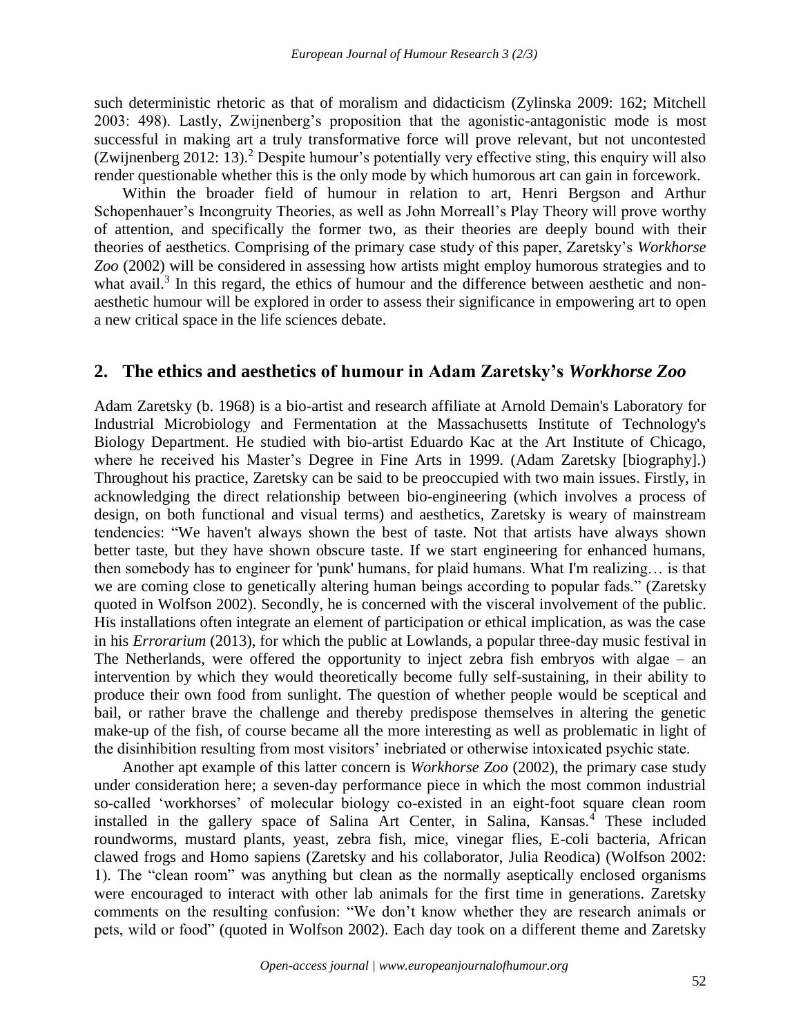such deterministic rhetoric as that of moralism and didacticism (Zylinska 2009: 162; Mitchell 2003: 498). Lastly, Zwijnenberg's proposition that the agonistic-antagonistic mode is most successful in making art a truly transformative force will prove relevant, but not uncontested (Zwijnenberg 2012: 13).[2] Despite humour's potentially very effective sting, this enquiry will also render questionable whether this is the only mode by which humorous art can gain in forcework.

Within the broader field of humour in relation to art, Henri Bergson and Arthur Schopenhauer's Incongruity Theories, as well as John Morreall's Play Theory will prove worthy of attention, and specifically the former two, as their theories are deeply bound with their theories of aesthetics. Comprising of the primary case study of this paper, Zaretsky's *Workhorse Zoo* (2002) will be considered in assessing how artists might employ humorous strategies and to what avail.[3] In this regard, the ethics of humour and the difference between aesthetic and non-aesthetic humour will be explored in order to assess their significance in empowering art to open a new critical space in the life sciences debate.

## 2. The ethics and aesthetics of humour in Adam Zaretsky's *Workhorse Zoo*

Adam Zaretsky (b. 1968) is a bio-artist and research affiliate at Arnold Demain's Laboratory for Industrial Microbiology and Fermentation at the Massachusetts Institute of Technology's Biology Department. He studied with bio-artist Eduardo Kac at the Art Institute of Chicago, where he received his Master's Degree in Fine Arts in 1999. (Adam Zaretsky [biography].) Throughout his practice, Zaretsky can be said to be preoccupied with two main issues. Firstly, in acknowledging the direct relationship between bio-engineering (which involves a process of design, on both functional and visual terms) and aesthetics, Zaretsky is weary of mainstream tendencies: "We haven't always shown the best of taste. Not that artists have always shown better taste, but they have shown obscure taste. If we start engineering for enhanced humans, then somebody has to engineer for 'punk' humans, for plaid humans. What I'm realizing… is that we are coming close to genetically altering human beings according to popular fads." (Zaretsky quoted in Wolfson 2002). Secondly, he is concerned with the visceral involvement of the public. His installations often integrate an element of participation or ethical implication, as was the case in his *Errorarium* (2013), for which the public at Lowlands, a popular three-day music festival in The Netherlands, were offered the opportunity to inject zebra fish embryos with algae – an intervention by which they would theoretically become fully self-sustaining, in their ability to produce their own food from sunlight. The question of whether people would be sceptical and bail, or rather brave the challenge and thereby predispose themselves in altering the genetic make-up of the fish, of course became all the more interesting as well as problematic in light of the disinhibition resulting from most visitors' inebriated or otherwise intoxicated psychic state.

Another apt example of this latter concern is *Workhorse Zoo* (2002), the primary case study under consideration here; a seven-day performance piece in which the most common industrial so-called 'workhorses' of molecular biology co-existed in an eight-foot square clean room installed in the gallery space of Salina Art Center, in Salina, Kansas.[4] These included roundworms, mustard plants, yeast, zebra fish, mice, vinegar flies, E-coli bacteria, African clawed frogs and Homo sapiens (Zaretsky and his collaborator, Julia Reodica) (Wolfson 2002: 1). The "clean room" was anything but clean as the normally aseptically enclosed organisms were encouraged to interact with other lab animals for the first time in generations. Zaretsky comments on the resulting confusion: "We don't know whether they are research animals or pets, wild or food" (quoted in Wolfson 2002). Each day took on a different theme and Zaretsky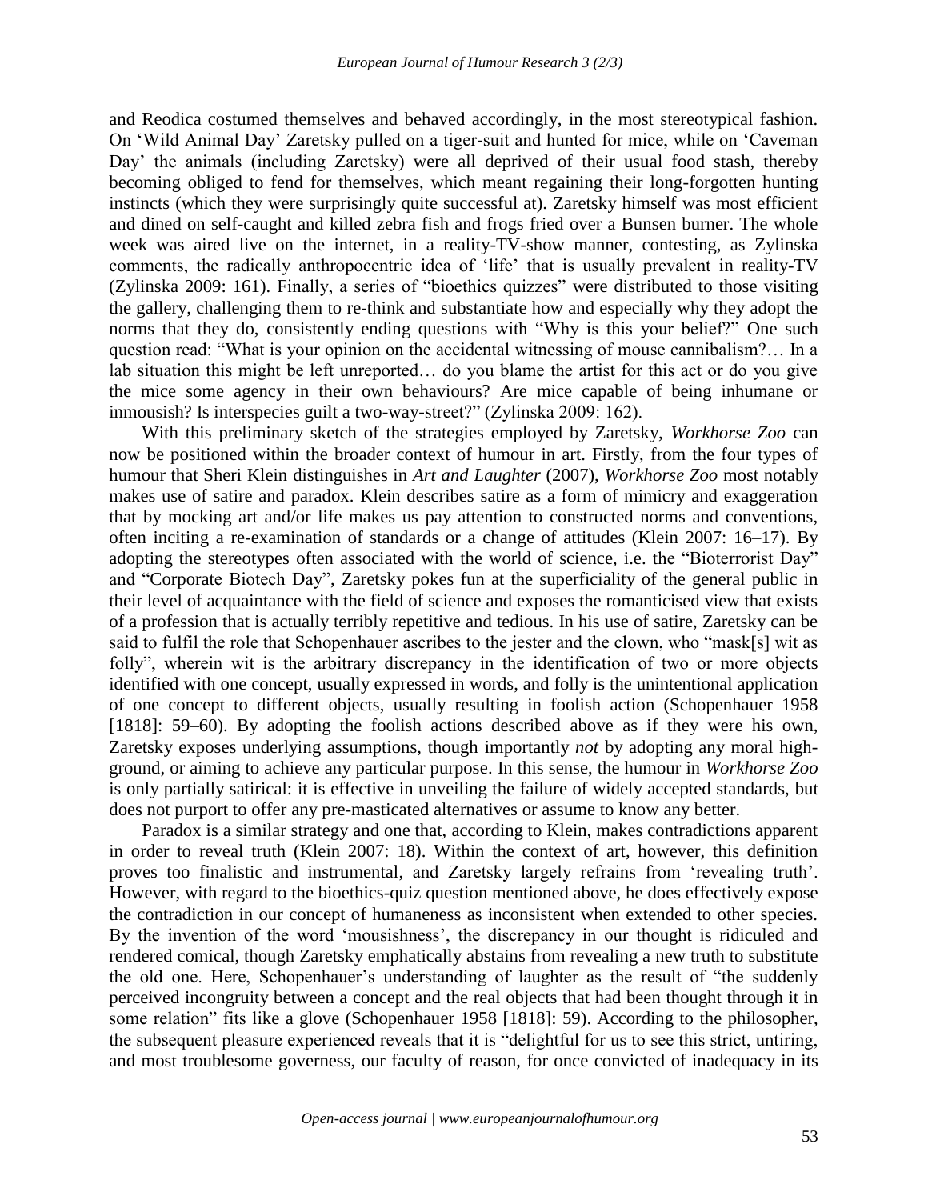and Reodica costumed themselves and behaved accordingly, in the most stereotypical fashion. On 'Wild Animal Day' Zaretsky pulled on a tiger-suit and hunted for mice, while on 'Caveman Day' the animals (including Zaretsky) were all deprived of their usual food stash, thereby becoming obliged to fend for themselves, which meant regaining their long-forgotten hunting instincts (which they were surprisingly quite successful at). Zaretsky himself was most efficient and dined on self-caught and killed zebra fish and frogs fried over a Bunsen burner. The whole week was aired live on the internet, in a reality-TV-show manner, contesting, as Zylinska comments, the radically anthropocentric idea of 'life' that is usually prevalent in reality-TV (Zylinska 2009: 161). Finally, a series of "bioethics quizzes" were distributed to those visiting the gallery, challenging them to re-think and substantiate how and especially why they adopt the norms that they do, consistently ending questions with "Why is this your belief?" One such question read: "What is your opinion on the accidental witnessing of mouse cannibalism?… In a lab situation this might be left unreported… do you blame the artist for this act or do you give the mice some agency in their own behaviours? Are mice capable of being inhumane or inmousish? Is interspecies guilt a two-way-street?" (Zylinska 2009: 162).

With this preliminary sketch of the strategies employed by Zaretsky, *Workhorse Zoo* can now be positioned within the broader context of humour in art. Firstly, from the four types of humour that Sheri Klein distinguishes in *Art and Laughter* (2007), *Workhorse Zoo* most notably makes use of satire and paradox. Klein describes satire as a form of mimicry and exaggeration that by mocking art and/or life makes us pay attention to constructed norms and conventions, often inciting a re-examination of standards or a change of attitudes (Klein 2007: 16–17). By adopting the stereotypes often associated with the world of science, i.e. the "Bioterrorist Day" and "Corporate Biotech Day", Zaretsky pokes fun at the superficiality of the general public in their level of acquaintance with the field of science and exposes the romanticised view that exists of a profession that is actually terribly repetitive and tedious. In his use of satire, Zaretsky can be said to fulfil the role that Schopenhauer ascribes to the jester and the clown, who "mask[s] wit as folly", wherein wit is the arbitrary discrepancy in the identification of two or more objects identified with one concept, usually expressed in words, and folly is the unintentional application of one concept to different objects, usually resulting in foolish action (Schopenhauer 1958 [1818]: 59–60). By adopting the foolish actions described above as if they were his own, Zaretsky exposes underlying assumptions, though importantly *not* by adopting any moral high-ground, or aiming to achieve any particular purpose. In this sense, the humour in *Workhorse Zoo* is only partially satirical: it is effective in unveiling the failure of widely accepted standards, but does not purport to offer any pre-masticated alternatives or assume to know any better.

Paradox is a similar strategy and one that, according to Klein, makes contradictions apparent in order to reveal truth (Klein 2007: 18). Within the context of art, however, this definition proves too finalistic and instrumental, and Zaretsky largely refrains from 'revealing truth'. However, with regard to the bioethics-quiz question mentioned above, he does effectively expose the contradiction in our concept of humaneness as inconsistent when extended to other species. By the invention of the word 'mousishness', the discrepancy in our thought is ridiculed and rendered comical, though Zaretsky emphatically abstains from revealing a new truth to substitute the old one. Here, Schopenhauer's understanding of laughter as the result of "the suddenly perceived incongruity between a concept and the real objects that had been thought through it in some relation" fits like a glove (Schopenhauer 1958 [1818]: 59). According to the philosopher, the subsequent pleasure experienced reveals that it is "delightful for us to see this strict, untiring, and most troublesome governess, our faculty of reason, for once convicted of inadequacy in its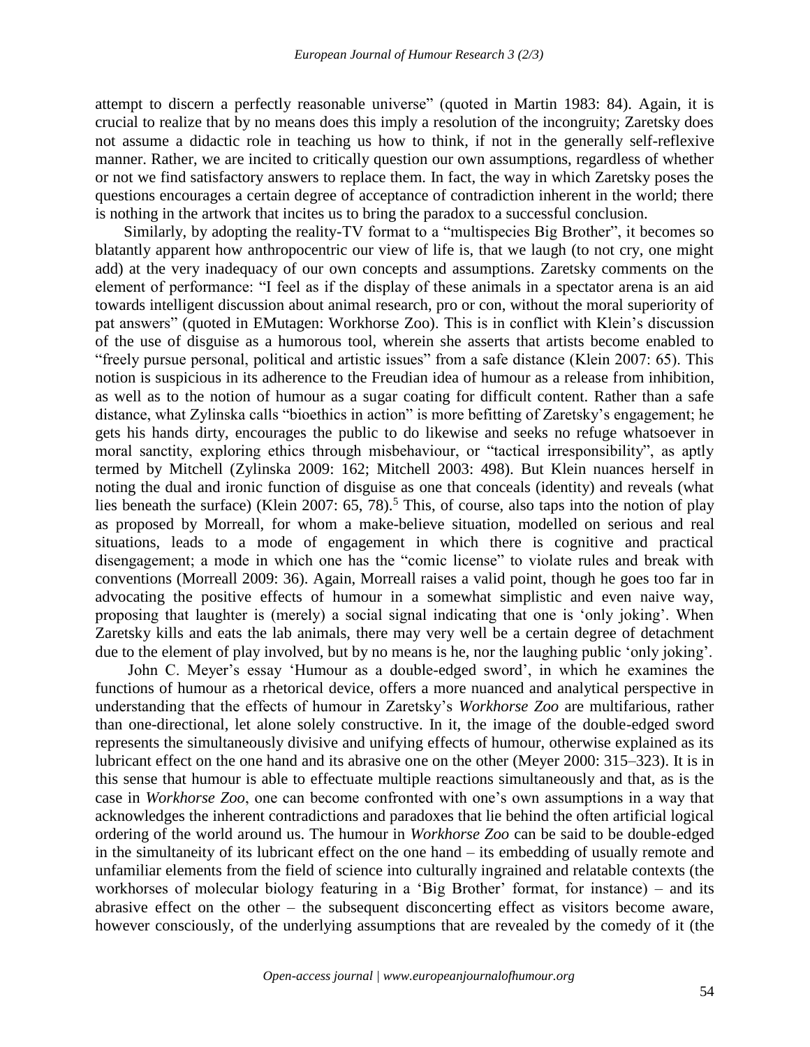attempt to discern a perfectly reasonable universe" (quoted in Martin 1983: 84). Again, it is crucial to realize that by no means does this imply a resolution of the incongruity; Zaretsky does not assume a didactic role in teaching us how to think, if not in the generally self-reflexive manner. Rather, we are incited to critically question our own assumptions, regardless of whether or not we find satisfactory answers to replace them. In fact, the way in which Zaretsky poses the questions encourages a certain degree of acceptance of contradiction inherent in the world; there is nothing in the artwork that incites us to bring the paradox to a successful conclusion.

Similarly, by adopting the reality-TV format to a "multispecies Big Brother", it becomes so blatantly apparent how anthropocentric our view of life is, that we laugh (to not cry, one might add) at the very inadequacy of our own concepts and assumptions. Zaretsky comments on the element of performance: "I feel as if the display of these animals in a spectator arena is an aid towards intelligent discussion about animal research, pro or con, without the moral superiority of pat answers" (quoted in EMutagen: Workhorse Zoo). This is in conflict with Klein's discussion of the use of disguise as a humorous tool, wherein she asserts that artists become enabled to "freely pursue personal, political and artistic issues" from a safe distance (Klein 2007: 65). This notion is suspicious in its adherence to the Freudian idea of humour as a release from inhibition, as well as to the notion of humour as a sugar coating for difficult content. Rather than a safe distance, what Zylinska calls "bioethics in action" is more befitting of Zaretsky's engagement; he gets his hands dirty, encourages the public to do likewise and seeks no refuge whatsoever in moral sanctity, exploring ethics through misbehaviour, or "tactical irresponsibility", as aptly termed by Mitchell (Zylinska 2009: 162; Mitchell 2003: 498). But Klein nuances herself in noting the dual and ironic function of disguise as one that conceals (identity) and reveals (what lies beneath the surface) (Klein 2007: 65, 78).[5] This, of course, also taps into the notion of play as proposed by Morreall, for whom a make-believe situation, modelled on serious and real situations, leads to a mode of engagement in which there is cognitive and practical disengagement; a mode in which one has the "comic license" to violate rules and break with conventions (Morreall 2009: 36). Again, Morreall raises a valid point, though he goes too far in advocating the positive effects of humour in a somewhat simplistic and even naive way, proposing that laughter is (merely) a social signal indicating that one is 'only joking'. When Zaretsky kills and eats the lab animals, there may very well be a certain degree of detachment due to the element of play involved, but by no means is he, nor the laughing public 'only joking'.

John C. Meyer's essay 'Humour as a double-edged sword', in which he examines the functions of humour as a rhetorical device, offers a more nuanced and analytical perspective in understanding that the effects of humour in Zaretsky's *Workhorse Zoo* are multifarious, rather than one-directional, let alone solely constructive. In it, the image of the double-edged sword represents the simultaneously divisive and unifying effects of humour, otherwise explained as its lubricant effect on the one hand and its abrasive one on the other (Meyer 2000: 315–323). It is in this sense that humour is able to effectuate multiple reactions simultaneously and that, as is the case in *Workhorse Zoo*, one can become confronted with one's own assumptions in a way that acknowledges the inherent contradictions and paradoxes that lie behind the often artificial logical ordering of the world around us. The humour in *Workhorse Zoo* can be said to be double-edged in the simultaneity of its lubricant effect on the one hand – its embedding of usually remote and unfamiliar elements from the field of science into culturally ingrained and relatable contexts (the workhorses of molecular biology featuring in a 'Big Brother' format, for instance) – and its abrasive effect on the other – the subsequent disconcerting effect as visitors become aware, however consciously, of the underlying assumptions that are revealed by the comedy of it (the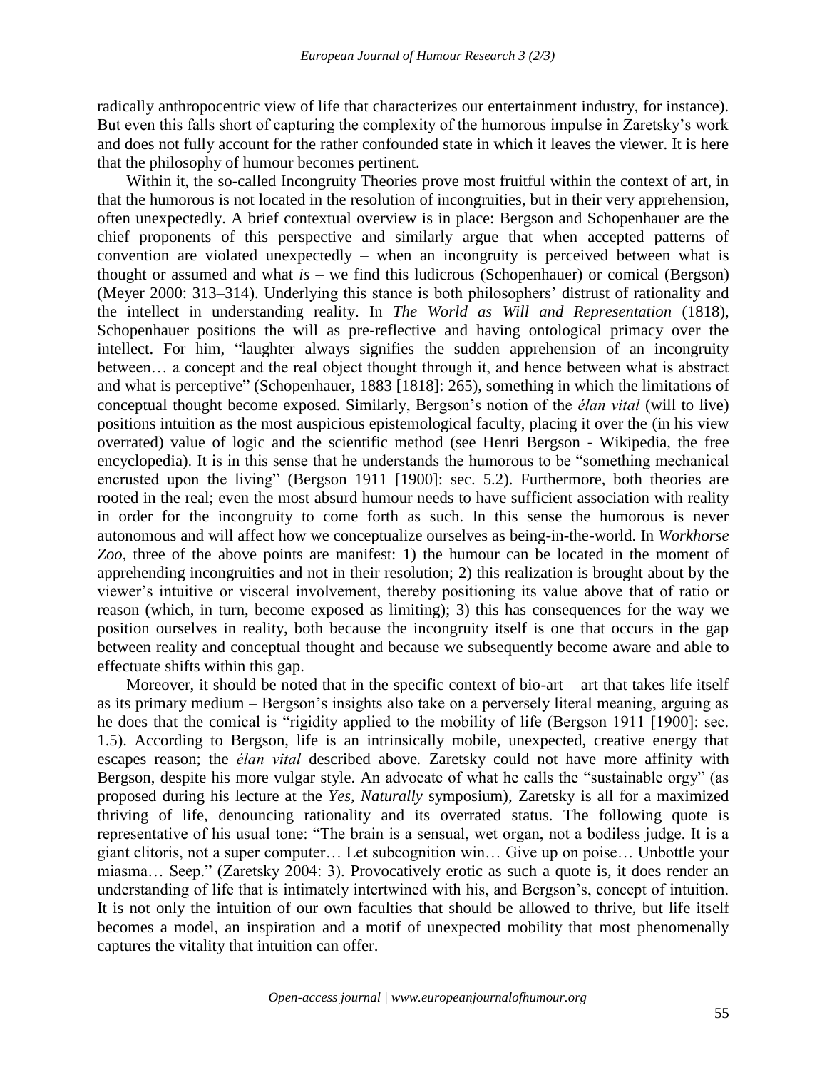radically anthropocentric view of life that characterizes our entertainment industry, for instance). But even this falls short of capturing the complexity of the humorous impulse in Zaretsky's work and does not fully account for the rather confounded state in which it leaves the viewer. It is here that the philosophy of humour becomes pertinent.

Within it, the so-called Incongruity Theories prove most fruitful within the context of art, in that the humorous is not located in the resolution of incongruities, but in their very apprehension, often unexpectedly. A brief contextual overview is in place: Bergson and Schopenhauer are the chief proponents of this perspective and similarly argue that when accepted patterns of convention are violated unexpectedly – when an incongruity is perceived between what is thought or assumed and what *is* – we find this ludicrous (Schopenhauer) or comical (Bergson) (Meyer 2000: 313–314). Underlying this stance is both philosophers' distrust of rationality and the intellect in understanding reality. In *The World as Will and Representation* (1818), Schopenhauer positions the will as pre-reflective and having ontological primacy over the intellect. For him, "laughter always signifies the sudden apprehension of an incongruity between… a concept and the real object thought through it, and hence between what is abstract and what is perceptive" (Schopenhauer, 1883 [1818]: 265), something in which the limitations of conceptual thought become exposed. Similarly, Bergson's notion of the *élan vital* (will to live) positions intuition as the most auspicious epistemological faculty, placing it over the (in his view overrated) value of logic and the scientific method (see Henri Bergson - Wikipedia, the free encyclopedia). It is in this sense that he understands the humorous to be "something mechanical encrusted upon the living" (Bergson 1911 [1900]: sec. 5.2). Furthermore, both theories are rooted in the real; even the most absurd humour needs to have sufficient association with reality in order for the incongruity to come forth as such. In this sense the humorous is never autonomous and will affect how we conceptualize ourselves as being-in-the-world. In *Workhorse Zoo*, three of the above points are manifest: 1) the humour can be located in the moment of apprehending incongruities and not in their resolution; 2) this realization is brought about by the viewer's intuitive or visceral involvement, thereby positioning its value above that of ratio or reason (which, in turn, become exposed as limiting); 3) this has consequences for the way we position ourselves in reality, both because the incongruity itself is one that occurs in the gap between reality and conceptual thought and because we subsequently become aware and able to effectuate shifts within this gap.

Moreover, it should be noted that in the specific context of bio-art – art that takes life itself as its primary medium – Bergson's insights also take on a perversely literal meaning, arguing as he does that the comical is "rigidity applied to the mobility of life (Bergson 1911 [1900]: sec. 1.5). According to Bergson, life is an intrinsically mobile, unexpected, creative energy that escapes reason; the *élan vital* described above. Zaretsky could not have more affinity with Bergson, despite his more vulgar style. An advocate of what he calls the "sustainable orgy" (as proposed during his lecture at the *Yes, Naturally* symposium), Zaretsky is all for a maximized thriving of life, denouncing rationality and its overrated status. The following quote is representative of his usual tone: "The brain is a sensual, wet organ, not a bodiless judge. It is a giant clitoris, not a super computer… Let subcognition win… Give up on poise… Unbottle your miasma… Seep." (Zaretsky 2004: 3). Provocatively erotic as such a quote is, it does render an understanding of life that is intimately intertwined with his, and Bergson's, concept of intuition. It is not only the intuition of our own faculties that should be allowed to thrive, but life itself becomes a model, an inspiration and a motif of unexpected mobility that most phenomenally captures the vitality that intuition can offer.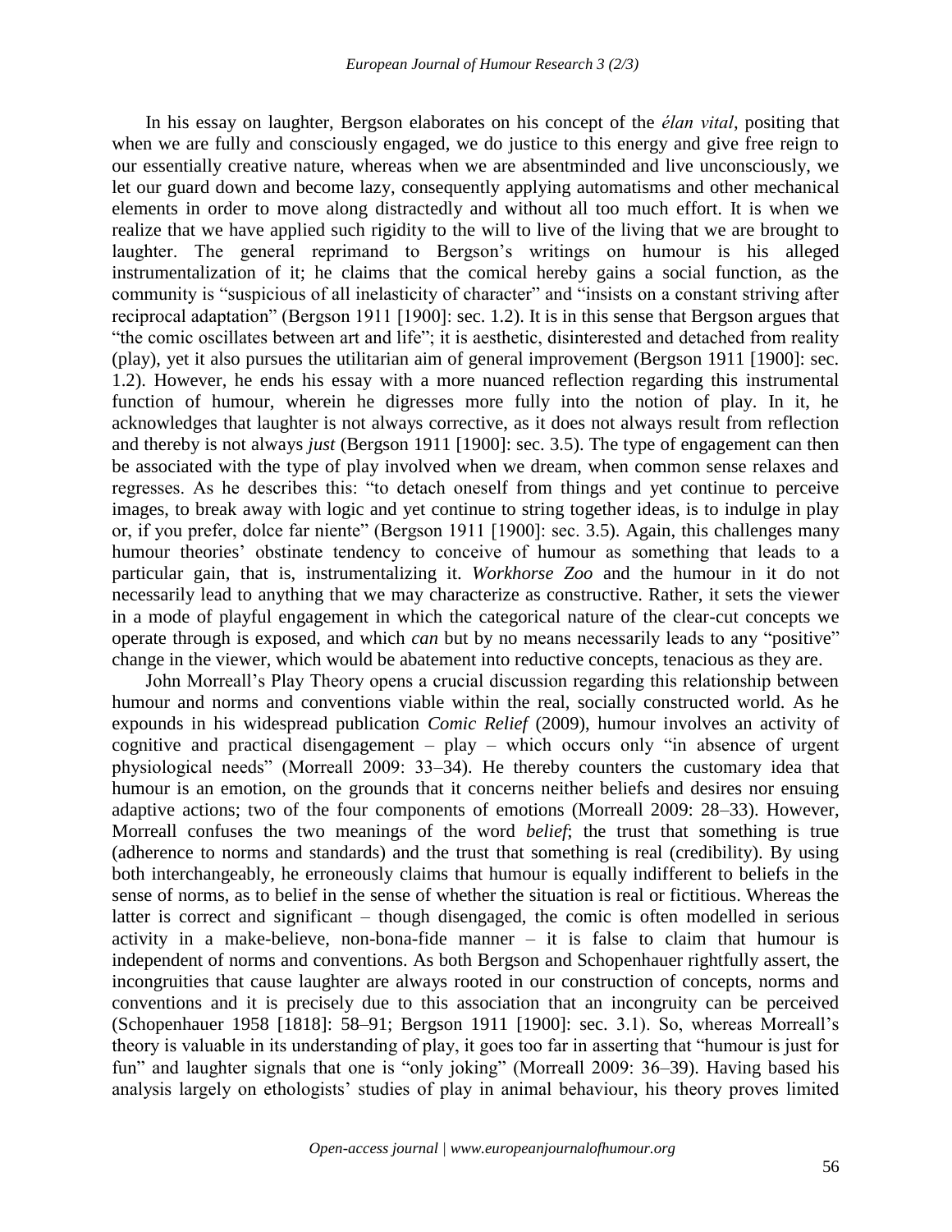In his essay on laughter, Bergson elaborates on his concept of the *élan vital*, positing that when we are fully and consciously engaged, we do justice to this energy and give free reign to our essentially creative nature, whereas when we are absentminded and live unconsciously, we let our guard down and become lazy, consequently applying automatisms and other mechanical elements in order to move along distractedly and without all too much effort. It is when we realize that we have applied such rigidity to the will to live of the living that we are brought to laughter. The general reprimand to Bergson's writings on humour is his alleged instrumentalization of it; he claims that the comical hereby gains a social function, as the community is "suspicious of all inelasticity of character" and "insists on a constant striving after reciprocal adaptation" (Bergson 1911 [1900]: sec. 1.2). It is in this sense that Bergson argues that "the comic oscillates between art and life"; it is aesthetic, disinterested and detached from reality (play), yet it also pursues the utilitarian aim of general improvement (Bergson 1911 [1900]: sec. 1.2). However, he ends his essay with a more nuanced reflection regarding this instrumental function of humour, wherein he digresses more fully into the notion of play. In it, he acknowledges that laughter is not always corrective, as it does not always result from reflection and thereby is not always *just* (Bergson 1911 [1900]: sec. 3.5). The type of engagement can then be associated with the type of play involved when we dream, when common sense relaxes and regresses. As he describes this: "to detach oneself from things and yet continue to perceive images, to break away with logic and yet continue to string together ideas, is to indulge in play or, if you prefer, dolce far niente" (Bergson 1911 [1900]: sec. 3.5). Again, this challenges many humour theories' obstinate tendency to conceive of humour as something that leads to a particular gain, that is, instrumentalizing it. *Workhorse Zoo* and the humour in it do not necessarily lead to anything that we may characterize as constructive. Rather, it sets the viewer in a mode of playful engagement in which the categorical nature of the clear-cut concepts we operate through is exposed, and which *can* but by no means necessarily leads to any "positive" change in the viewer, which would be abatement into reductive concepts, tenacious as they are.

John Morreall's Play Theory opens a crucial discussion regarding this relationship between humour and norms and conventions viable within the real, socially constructed world. As he expounds in his widespread publication *Comic Relief* (2009), humour involves an activity of cognitive and practical disengagement – play – which occurs only "in absence of urgent physiological needs" (Morreall 2009: 33–34). He thereby counters the customary idea that humour is an emotion, on the grounds that it concerns neither beliefs and desires nor ensuing adaptive actions; two of the four components of emotions (Morreall 2009: 28–33). However, Morreall confuses the two meanings of the word *belief*; the trust that something is true (adherence to norms and standards) and the trust that something is real (credibility). By using both interchangeably, he erroneously claims that humour is equally indifferent to beliefs in the sense of norms, as to belief in the sense of whether the situation is real or fictitious. Whereas the latter is correct and significant – though disengaged, the comic is often modelled in serious activity in a make-believe, non-bona-fide manner – it is false to claim that humour is independent of norms and conventions. As both Bergson and Schopenhauer rightfully assert, the incongruities that cause laughter are always rooted in our construction of concepts, norms and conventions and it is precisely due to this association that an incongruity can be perceived (Schopenhauer 1958 [1818]: 58–91; Bergson 1911 [1900]: sec. 3.1). So, whereas Morreall's theory is valuable in its understanding of play, it goes too far in asserting that "humour is just for fun" and laughter signals that one is "only joking" (Morreall 2009: 36–39). Having based his analysis largely on ethologists' studies of play in animal behaviour, his theory proves limited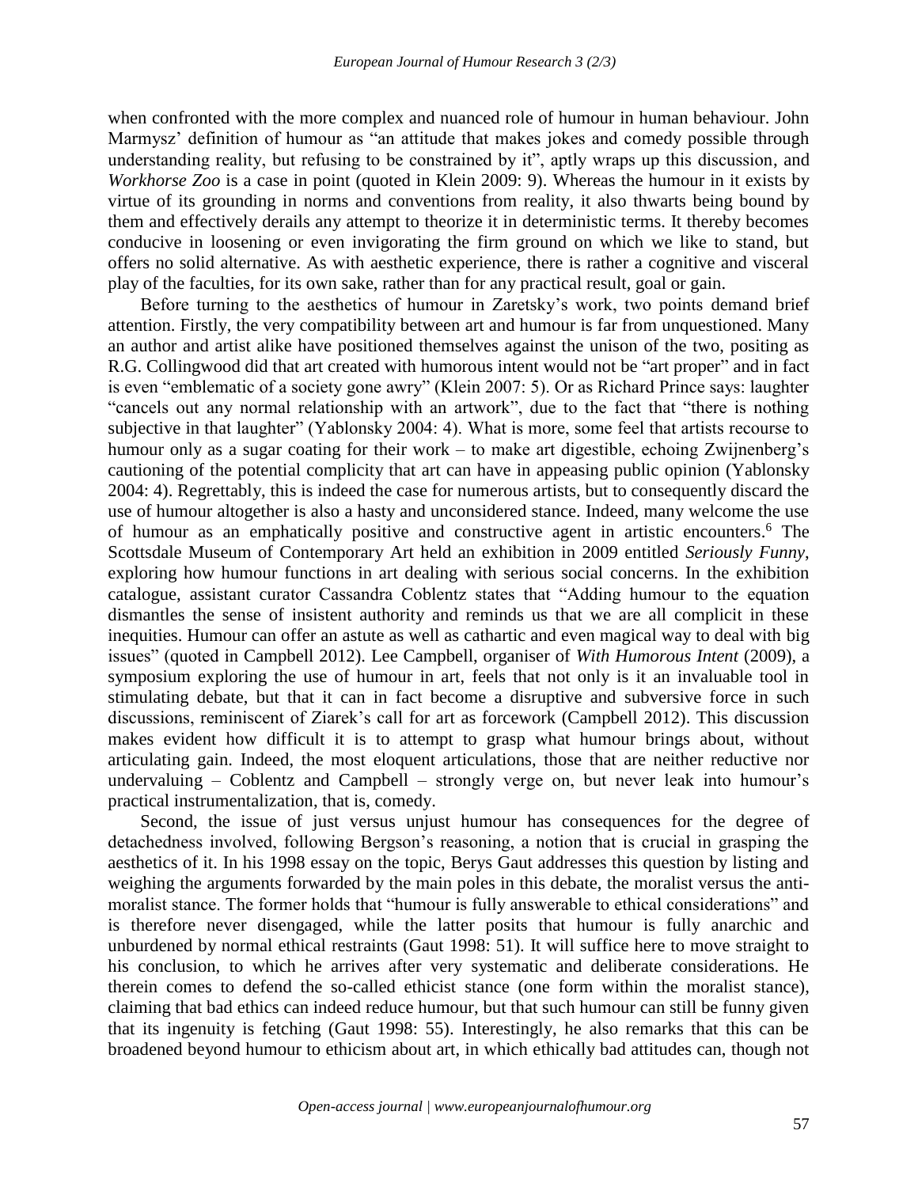when confronted with the more complex and nuanced role of humour in human behaviour. John Marmysz' definition of humour as "an attitude that makes jokes and comedy possible through understanding reality, but refusing to be constrained by it", aptly wraps up this discussion, and *Workhorse Zoo* is a case in point (quoted in Klein 2009: 9). Whereas the humour in it exists by virtue of its grounding in norms and conventions from reality, it also thwarts being bound by them and effectively derails any attempt to theorize it in deterministic terms. It thereby becomes conducive in loosening or even invigorating the firm ground on which we like to stand, but offers no solid alternative. As with aesthetic experience, there is rather a cognitive and visceral play of the faculties, for its own sake, rather than for any practical result, goal or gain.

Before turning to the aesthetics of humour in Zaretsky's work, two points demand brief attention. Firstly, the very compatibility between art and humour is far from unquestioned. Many an author and artist alike have positioned themselves against the unison of the two, positing as R.G. Collingwood did that art created with humorous intent would not be "art proper" and in fact is even "emblematic of a society gone awry" (Klein 2007: 5). Or as Richard Prince says: laughter "cancels out any normal relationship with an artwork", due to the fact that "there is nothing subjective in that laughter" (Yablonsky 2004: 4). What is more, some feel that artists recourse to humour only as a sugar coating for their work – to make art digestible, echoing Zwijnenberg's cautioning of the potential complicity that art can have in appeasing public opinion (Yablonsky 2004: 4). Regrettably, this is indeed the case for numerous artists, but to consequently discard the use of humour altogether is also a hasty and unconsidered stance. Indeed, many welcome the use of humour as an emphatically positive and constructive agent in artistic encounters.[6] The Scottsdale Museum of Contemporary Art held an exhibition in 2009 entitled *Seriously Funny*, exploring how humour functions in art dealing with serious social concerns. In the exhibition catalogue, assistant curator Cassandra Coblentz states that "Adding humour to the equation dismantles the sense of insistent authority and reminds us that we are all complicit in these inequities. Humour can offer an astute as well as cathartic and even magical way to deal with big issues" (quoted in Campbell 2012). Lee Campbell, organiser of *With Humorous Intent* (2009), a symposium exploring the use of humour in art, feels that not only is it an invaluable tool in stimulating debate, but that it can in fact become a disruptive and subversive force in such discussions, reminiscent of Ziarek's call for art as forcework (Campbell 2012). This discussion makes evident how difficult it is to attempt to grasp what humour brings about, without articulating gain. Indeed, the most eloquent articulations, those that are neither reductive nor undervaluing – Coblentz and Campbell – strongly verge on, but never leak into humour's practical instrumentalization, that is, comedy.

Second, the issue of just versus unjust humour has consequences for the degree of detachedness involved, following Bergson's reasoning, a notion that is crucial in grasping the aesthetics of it. In his 1998 essay on the topic, Berys Gaut addresses this question by listing and weighing the arguments forwarded by the main poles in this debate, the moralist versus the anti-moralist stance. The former holds that "humour is fully answerable to ethical considerations" and is therefore never disengaged, while the latter posits that humour is fully anarchic and unburdened by normal ethical restraints (Gaut 1998: 51). It will suffice here to move straight to his conclusion, to which he arrives after very systematic and deliberate considerations. He therein comes to defend the so-called ethicist stance (one form within the moralist stance), claiming that bad ethics can indeed reduce humour, but that such humour can still be funny given that its ingenuity is fetching (Gaut 1998: 55). Interestingly, he also remarks that this can be broadened beyond humour to ethicism about art, in which ethically bad attitudes can, though not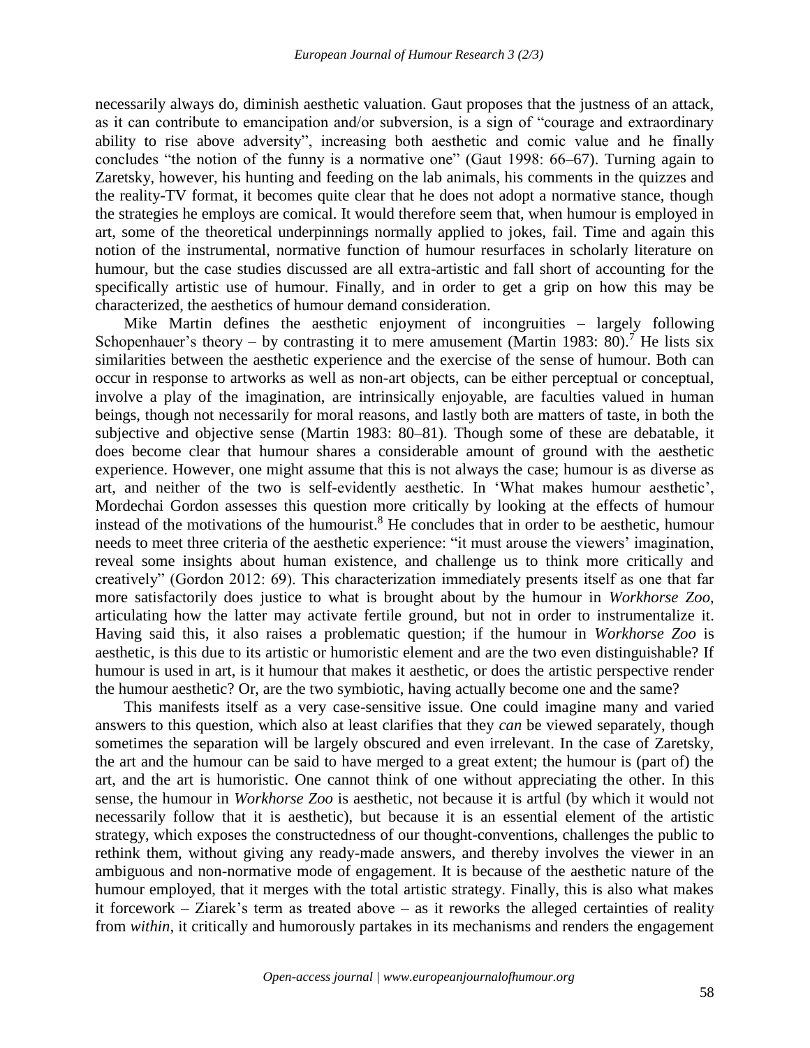necessarily always do, diminish aesthetic valuation. Gaut proposes that the justness of an attack, as it can contribute to emancipation and/or subversion, is a sign of "courage and extraordinary ability to rise above adversity", increasing both aesthetic and comic value and he finally concludes "the notion of the funny is a normative one" (Gaut 1998: 66–67). Turning again to Zaretsky, however, his hunting and feeding on the lab animals, his comments in the quizzes and the reality-TV format, it becomes quite clear that he does not adopt a normative stance, though the strategies he employs are comical. It would therefore seem that, when humour is employed in art, some of the theoretical underpinnings normally applied to jokes, fail. Time and again this notion of the instrumental, normative function of humour resurfaces in scholarly literature on humour, but the case studies discussed are all extra-artistic and fall short of accounting for the specifically artistic use of humour. Finally, and in order to get a grip on how this may be characterized, the aesthetics of humour demand consideration.

Mike Martin defines the aesthetic enjoyment of incongruities – largely following Schopenhauer's theory – by contrasting it to mere amusement (Martin 1983: 80).[7] He lists six similarities between the aesthetic experience and the exercise of the sense of humour. Both can occur in response to artworks as well as non-art objects, can be either perceptual or conceptual, involve a play of the imagination, are intrinsically enjoyable, are faculties valued in human beings, though not necessarily for moral reasons, and lastly both are matters of taste, in both the subjective and objective sense (Martin 1983: 80–81). Though some of these are debatable, it does become clear that humour shares a considerable amount of ground with the aesthetic experience. However, one might assume that this is not always the case; humour is as diverse as art, and neither of the two is self-evidently aesthetic. In 'What makes humour aesthetic', Mordechai Gordon assesses this question more critically by looking at the effects of humour instead of the motivations of the humourist.[8] He concludes that in order to be aesthetic, humour needs to meet three criteria of the aesthetic experience: "it must arouse the viewers' imagination, reveal some insights about human existence, and challenge us to think more critically and creatively" (Gordon 2012: 69). This characterization immediately presents itself as one that far more satisfactorily does justice to what is brought about by the humour in *Workhorse Zoo*, articulating how the latter may activate fertile ground, but not in order to instrumentalize it. Having said this, it also raises a problematic question; if the humour in *Workhorse Zoo* is aesthetic, is this due to its artistic or humoristic element and are the two even distinguishable? If humour is used in art, is it humour that makes it aesthetic, or does the artistic perspective render the humour aesthetic? Or, are the two symbiotic, having actually become one and the same?

This manifests itself as a very case-sensitive issue. One could imagine many and varied answers to this question, which also at least clarifies that they *can* be viewed separately, though sometimes the separation will be largely obscured and even irrelevant. In the case of Zaretsky, the art and the humour can be said to have merged to a great extent; the humour is (part of) the art, and the art is humoristic. One cannot think of one without appreciating the other. In this sense, the humour in *Workhorse Zoo* is aesthetic, not because it is artful (by which it would not necessarily follow that it is aesthetic), but because it is an essential element of the artistic strategy, which exposes the constructedness of our thought-conventions, challenges the public to rethink them, without giving any ready-made answers, and thereby involves the viewer in an ambiguous and non-normative mode of engagement. It is because of the aesthetic nature of the humour employed, that it merges with the total artistic strategy. Finally, this is also what makes it forcework – Ziarek's term as treated above – as it reworks the alleged certainties of reality from *within*, it critically and humorously partakes in its mechanisms and renders the engagement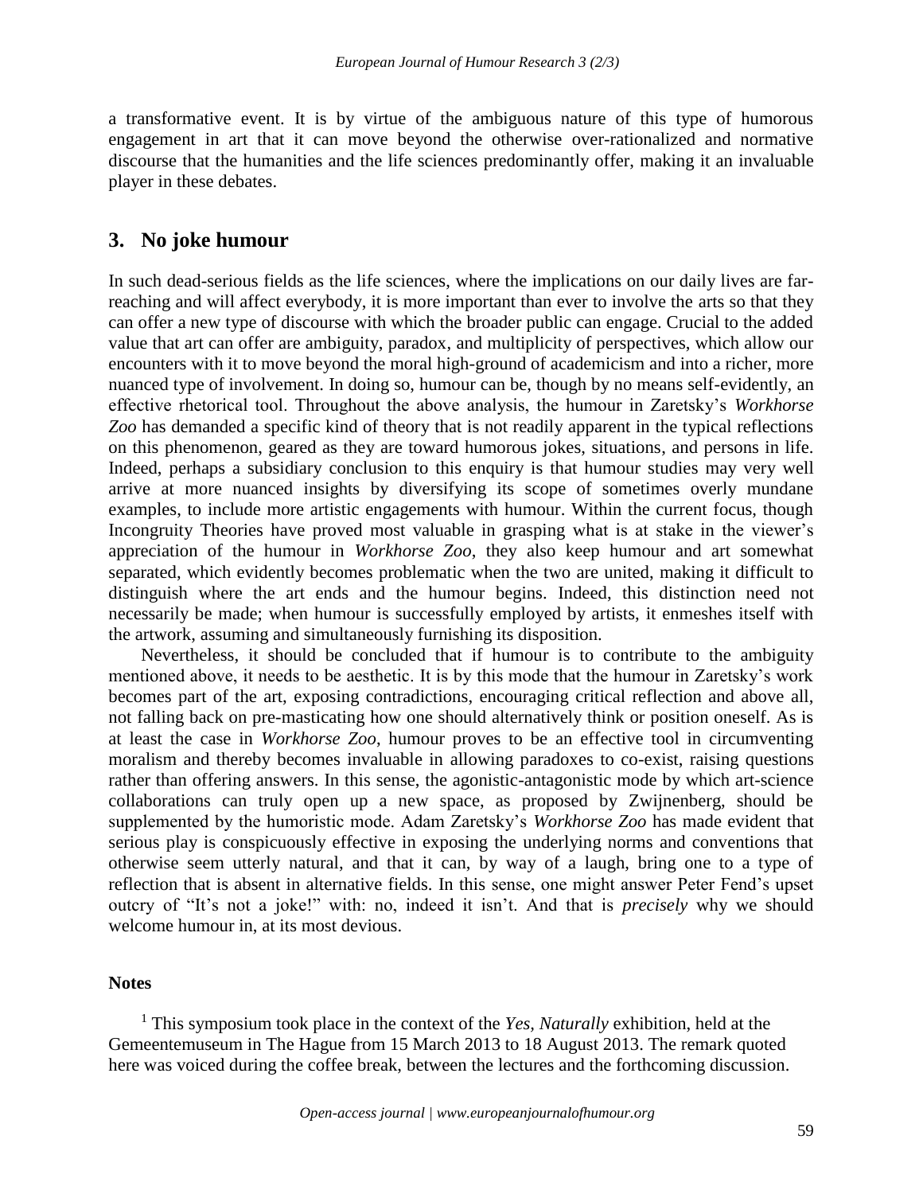a transformative event. It is by virtue of the ambiguous nature of this type of humorous engagement in art that it can move beyond the otherwise over-rationalized and normative discourse that the humanities and the life sciences predominantly offer, making it an invaluable player in these debates.

## 3. No joke humour

In such dead-serious fields as the life sciences, where the implications on our daily lives are far-reaching and will affect everybody, it is more important than ever to involve the arts so that they can offer a new type of discourse with which the broader public can engage. Crucial to the added value that art can offer are ambiguity, paradox, and multiplicity of perspectives, which allow our encounters with it to move beyond the moral high-ground of academicism and into a richer, more nuanced type of involvement. In doing so, humour can be, though by no means self-evidently, an effective rhetorical tool. Throughout the above analysis, the humour in Zaretsky's *Workhorse Zoo* has demanded a specific kind of theory that is not readily apparent in the typical reflections on this phenomenon, geared as they are toward humorous jokes, situations, and persons in life. Indeed, perhaps a subsidiary conclusion to this enquiry is that humour studies may very well arrive at more nuanced insights by diversifying its scope of sometimes overly mundane examples, to include more artistic engagements with humour. Within the current focus, though Incongruity Theories have proved most valuable in grasping what is at stake in the viewer's appreciation of the humour in *Workhorse Zoo*, they also keep humour and art somewhat separated, which evidently becomes problematic when the two are united, making it difficult to distinguish where the art ends and the humour begins. Indeed, this distinction need not necessarily be made; when humour is successfully employed by artists, it enmeshes itself with the artwork, assuming and simultaneously furnishing its disposition.

Nevertheless, it should be concluded that if humour is to contribute to the ambiguity mentioned above, it needs to be aesthetic. It is by this mode that the humour in Zaretsky's work becomes part of the art, exposing contradictions, encouraging critical reflection and above all, not falling back on pre-masticating how one should alternatively think or position oneself. As is at least the case in *Workhorse Zoo*, humour proves to be an effective tool in circumventing moralism and thereby becomes invaluable in allowing paradoxes to co-exist, raising questions rather than offering answers. In this sense, the agonistic-antagonistic mode by which art-science collaborations can truly open up a new space, as proposed by Zwijnenberg, should be supplemented by the humoristic mode. Adam Zaretsky's *Workhorse Zoo* has made evident that serious play is conspicuously effective in exposing the underlying norms and conventions that otherwise seem utterly natural, and that it can, by way of a laugh, bring one to a type of reflection that is absent in alternative fields. In this sense, one might answer Peter Fend's upset outcry of "It's not a joke!" with: no, indeed it isn't. And that is *precisely* why we should welcome humour in, at its most devious.

**Notes**

[1] This symposium took place in the context of the *Yes, Naturally* exhibition, held at the Gemeentemuseum in The Hague from 15 March 2013 to 18 August 2013. The remark quoted here was voiced during the coffee break, between the lectures and the forthcoming discussion.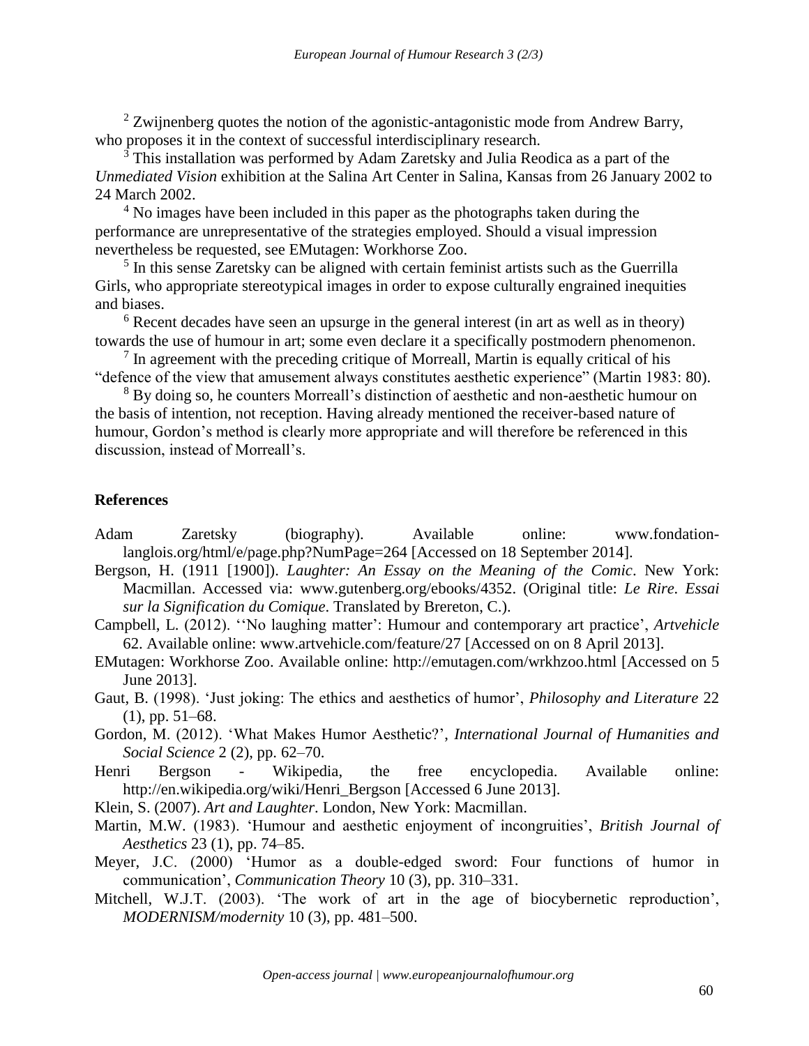[2] Zwijnenberg quotes the notion of the agonistic-antagonistic mode from Andrew Barry, who proposes it in the context of successful interdisciplinary research.

[3] This installation was performed by Adam Zaretsky and Julia Reodica as a part of the *Unmediated Vision* exhibition at the Salina Art Center in Salina, Kansas from 26 January 2002 to 24 March 2002.

[4] No images have been included in this paper as the photographs taken during the performance are unrepresentative of the strategies employed. Should a visual impression nevertheless be requested, see EMutagen: Workhorse Zoo.

[5] In this sense Zaretsky can be aligned with certain feminist artists such as the Guerrilla Girls, who appropriate stereotypical images in order to expose culturally engrained inequities and biases.

[6] Recent decades have seen an upsurge in the general interest (in art as well as in theory) towards the use of humour in art; some even declare it a specifically postmodern phenomenon.

[7] In agreement with the preceding critique of Morreall, Martin is equally critical of his "defence of the view that amusement always constitutes aesthetic experience" (Martin 1983: 80).

[8] By doing so, he counters Morreall's distinction of aesthetic and non-aesthetic humour on the basis of intention, not reception. Having already mentioned the receiver-based nature of humour, Gordon's method is clearly more appropriate and will therefore be referenced in this discussion, instead of Morreall's.

## References

Adam Zaretsky (biography). Available online: www.fondation-langlois.org/html/e/page.php?NumPage=264 [Accessed on 18 September 2014].

Bergson, H. (1911 [1900]). *Laughter: An Essay on the Meaning of the Comic*. New York: Macmillan. Accessed via: www.gutenberg.org/ebooks/4352. (Original title: *Le Rire. Essai sur la Signification du Comique*. Translated by Brereton, C.).

Campbell, L. (2012). ''No laughing matter': Humour and contemporary art practice', *Artvehicle* 62. Available online: www.artvehicle.com/feature/27 [Accessed on on 8 April 2013].

EMutagen: Workhorse Zoo. Available online: http://emutagen.com/wrkhzoo.html [Accessed on 5 June 2013].

Gaut, B. (1998). 'Just joking: The ethics and aesthetics of humor', *Philosophy and Literature* 22 (1), pp. 51–68.

Gordon, M. (2012). 'What Makes Humor Aesthetic?', *International Journal of Humanities and Social Science* 2 (2), pp. 62–70.

Henri Bergson - Wikipedia, the free encyclopedia. Available online: http://en.wikipedia.org/wiki/Henri_Bergson [Accessed 6 June 2013].

Klein, S. (2007). *Art and Laughter*. London, New York: Macmillan.

Martin, M.W. (1983). 'Humour and aesthetic enjoyment of incongruities', *British Journal of Aesthetics* 23 (1), pp. 74–85.

Meyer, J.C. (2000) 'Humor as a double-edged sword: Four functions of humor in communication', *Communication Theory* 10 (3), pp. 310–331.

Mitchell, W.J.T. (2003). 'The work of art in the age of biocybernetic reproduction', *MODERNISM/modernity* 10 (3), pp. 481–500.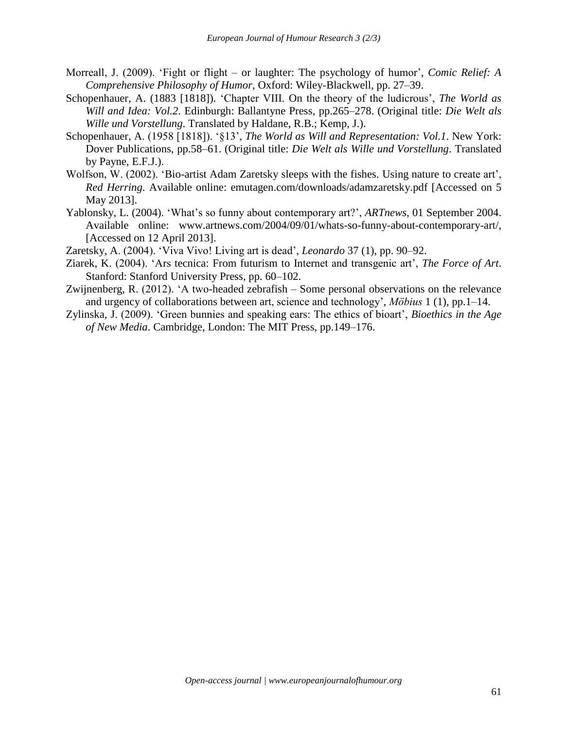Morreall, J. (2009). 'Fight or flight – or laughter: The psychology of humor', *Comic Relief: A Comprehensive Philosophy of Humor*, Oxford: Wiley-Blackwell, pp. 27–39.

Schopenhauer, A. (1883 [1818]). 'Chapter VIII. On the theory of the ludicrous', *The World as Will and Idea: Vol.2*. Edinburgh: Ballantyne Press, pp.265–278. (Original title: *Die Welt als Wille und Vorstellung*. Translated by Haldane, R.B.; Kemp, J.).

Schopenhauer, A. (1958 [1818]). '§13', *The World as Will and Representation: Vol.1*. New York: Dover Publications, pp.58–61. (Original title: *Die Welt als Wille und Vorstellung*. Translated by Payne, E.F.J.).

Wolfson, W. (2002). 'Bio-artist Adam Zaretsky sleeps with the fishes. Using nature to create art', *Red Herring*. Available online: emutagen.com/downloads/adamzaretsky.pdf [Accessed on 5 May 2013].

Yablonsky, L. (2004). 'What's so funny about contemporary art?', *ARTnews*, 01 September 2004. Available online: www.artnews.com/2004/09/01/whats-so-funny-about-contemporary-art/, [Accessed on 12 April 2013].

Zaretsky, A. (2004). 'Viva Vivo! Living art is dead', *Leonardo* 37 (1), pp. 90–92.

Ziarek, K. (2004). 'Ars tecnica: From futurism to Internet and transgenic art', *The Force of Art*. Stanford: Stanford University Press, pp. 60–102.

Zwijnenberg, R. (2012). 'A two-headed zebrafish – Some personal observations on the relevance and urgency of collaborations between art, science and technology', *Möbius* 1 (1), pp.1–14.

Zylinska, J. (2009). 'Green bunnies and speaking ears: The ethics of bioart', *Bioethics in the Age of New Media*. Cambridge, London: The MIT Press, pp.149–176.